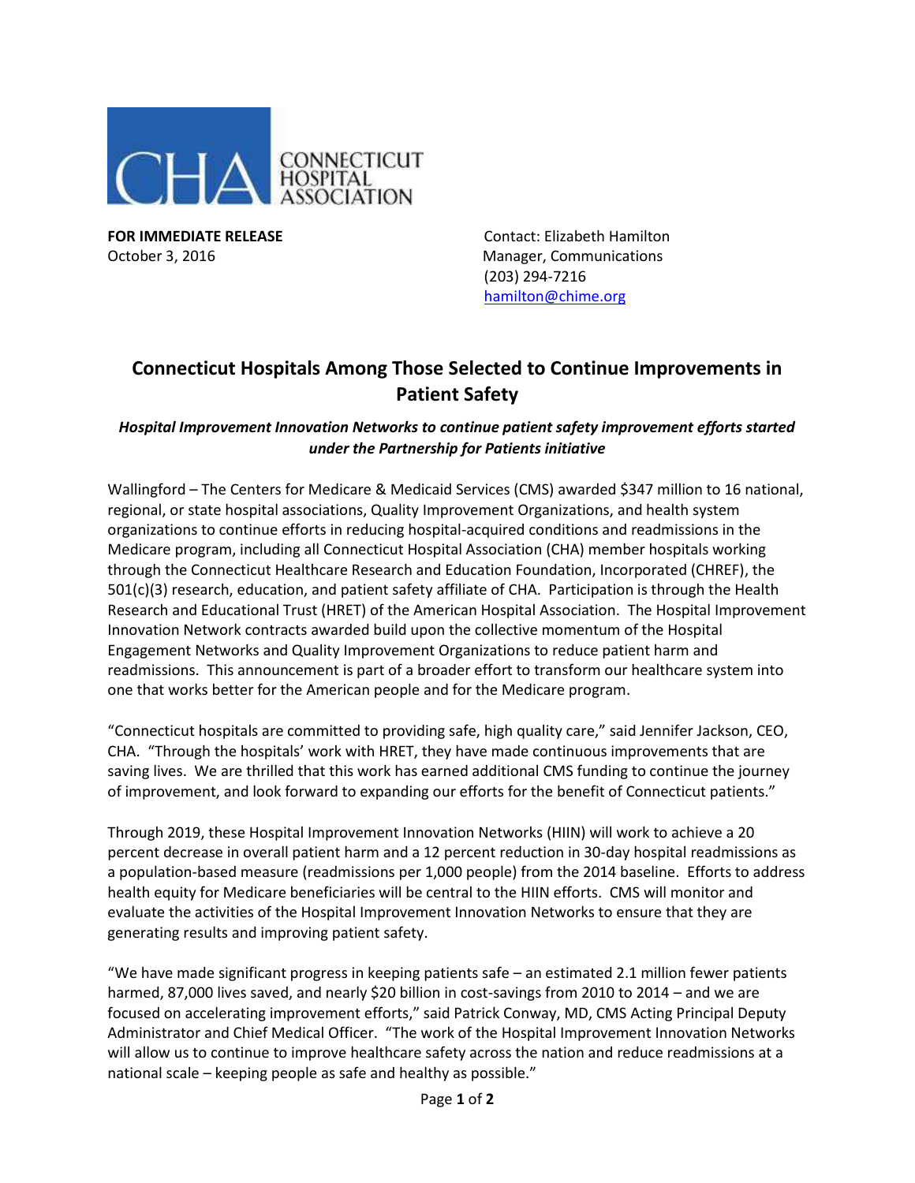CONNECTICUT HOSPITAL ASSOCIATION

**FOR IMMEDIATE RELEASE**
October 3, 2016

Contact: Elizabeth Hamilton
Manager, Communications
(203) 294-7216
hamilton@chime.org

# Connecticut Hospitals Among Those Selected to Continue Improvements in Patient Safety

***Hospital Improvement Innovation Networks to continue patient safety improvement efforts started under the Partnership for Patients initiative***

Wallingford – The Centers for Medicare & Medicaid Services (CMS) awarded $347 million to 16 national, regional, or state hospital associations, Quality Improvement Organizations, and health system organizations to continue efforts in reducing hospital-acquired conditions and readmissions in the Medicare program, including all Connecticut Hospital Association (CHA) member hospitals working through the Connecticut Healthcare Research and Education Foundation, Incorporated (CHREF), the 501(c)(3) research, education, and patient safety affiliate of CHA. Participation is through the Health Research and Educational Trust (HRET) of the American Hospital Association. The Hospital Improvement Innovation Network contracts awarded build upon the collective momentum of the Hospital Engagement Networks and Quality Improvement Organizations to reduce patient harm and readmissions. This announcement is part of a broader effort to transform our healthcare system into one that works better for the American people and for the Medicare program.

"Connecticut hospitals are committed to providing safe, high quality care," said Jennifer Jackson, CEO, CHA. "Through the hospitals' work with HRET, they have made continuous improvements that are saving lives. We are thrilled that this work has earned additional CMS funding to continue the journey of improvement, and look forward to expanding our efforts for the benefit of Connecticut patients."

Through 2019, these Hospital Improvement Innovation Networks (HIIN) will work to achieve a 20 percent decrease in overall patient harm and a 12 percent reduction in 30-day hospital readmissions as a population-based measure (readmissions per 1,000 people) from the 2014 baseline. Efforts to address health equity for Medicare beneficiaries will be central to the HIIN efforts. CMS will monitor and evaluate the activities of the Hospital Improvement Innovation Networks to ensure that they are generating results and improving patient safety.

"We have made significant progress in keeping patients safe – an estimated 2.1 million fewer patients harmed, 87,000 lives saved, and nearly $20 billion in cost-savings from 2010 to 2014 – and we are focused on accelerating improvement efforts," said Patrick Conway, MD, CMS Acting Principal Deputy Administrator and Chief Medical Officer. "The work of the Hospital Improvement Innovation Networks will allow us to continue to improve healthcare safety across the nation and reduce readmissions at a national scale – keeping people as safe and healthy as possible."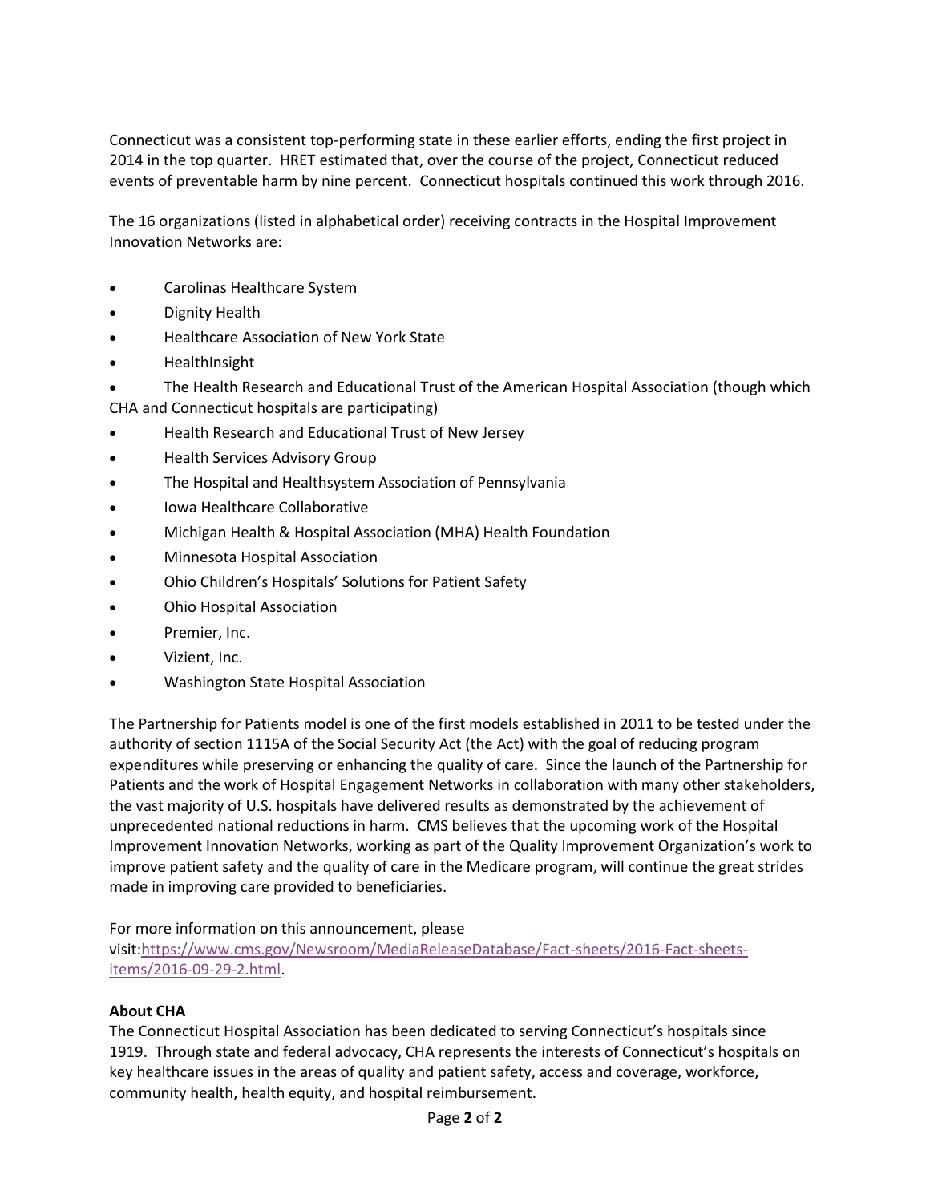Connecticut was a consistent top-performing state in these earlier efforts, ending the first project in 2014 in the top quarter. HRET estimated that, over the course of the project, Connecticut reduced events of preventable harm by nine percent. Connecticut hospitals continued this work through 2016.

The 16 organizations (listed in alphabetical order) receiving contracts in the Hospital Improvement Innovation Networks are:

- Carolinas Healthcare System
- Dignity Health
- Healthcare Association of New York State
- HealthInsight
- The Health Research and Educational Trust of the American Hospital Association (though which CHA and Connecticut hospitals are participating)
- Health Research and Educational Trust of New Jersey
- Health Services Advisory Group
- The Hospital and Healthsystem Association of Pennsylvania
- Iowa Healthcare Collaborative
- Michigan Health & Hospital Association (MHA) Health Foundation
- Minnesota Hospital Association
- Ohio Children's Hospitals' Solutions for Patient Safety
- Ohio Hospital Association
- Premier, Inc.
- Vizient, Inc.
- Washington State Hospital Association

The Partnership for Patients model is one of the first models established in 2011 to be tested under the authority of section 1115A of the Social Security Act (the Act) with the goal of reducing program expenditures while preserving or enhancing the quality of care. Since the launch of the Partnership for Patients and the work of Hospital Engagement Networks in collaboration with many other stakeholders, the vast majority of U.S. hospitals have delivered results as demonstrated by the achievement of unprecedented national reductions in harm. CMS believes that the upcoming work of the Hospital Improvement Innovation Networks, working as part of the Quality Improvement Organization's work to improve patient safety and the quality of care in the Medicare program, will continue the great strides made in improving care provided to beneficiaries.

For more information on this announcement, please visit:[https://www.cms.gov/Newsroom/MediaReleaseDatabase/Fact-sheets/2016-Fact-sheets-items/2016-09-29-2.html](https://www.cms.gov/Newsroom/MediaReleaseDatabase/Fact-sheets/2016-Fact-sheets-items/2016-09-29-2.html).

**About CHA**

The Connecticut Hospital Association has been dedicated to serving Connecticut's hospitals since 1919. Through state and federal advocacy, CHA represents the interests of Connecticut's hospitals on key healthcare issues in the areas of quality and patient safety, access and coverage, workforce, community health, health equity, and hospital reimbursement.